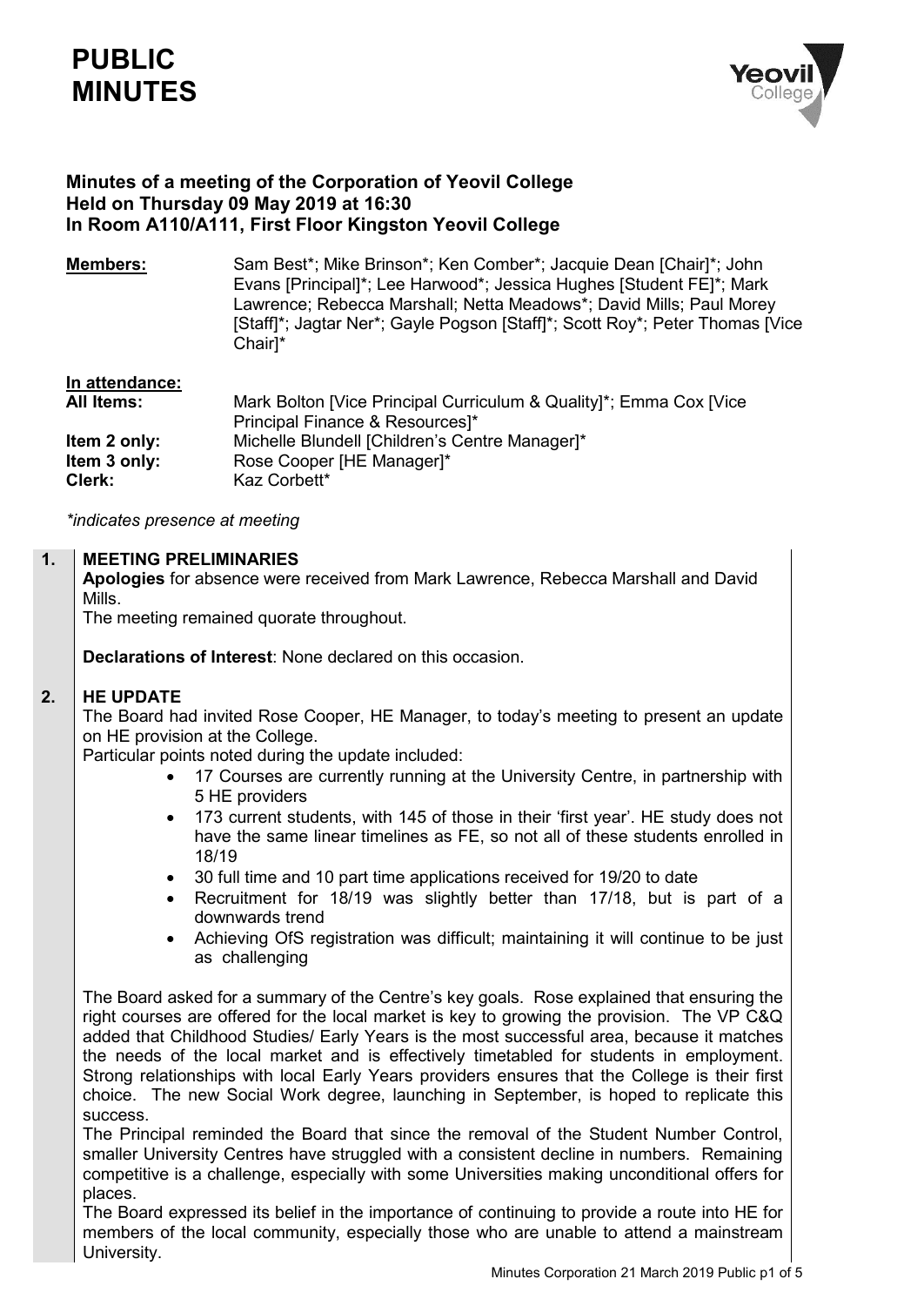# PUBLIC MINUTES

## Minutes of a meeting of the Corporation of Yeovil College Held on Thursday 09 May 2019 at 16:30 In Room A110/A111, First Floor Kingston Yeovil College

**Members:** Sam Best*; Mike Brinson*; Ken Comber*; Jacquie Dean [Chair]*; John Evans [Principal]*; Lee Harwood*; Jessica Hughes [Student FE]*; Mark Lawrence; Rebecca Marshall; Netta Meadows*; David Mills; Paul Morey [Staff]*; Jagtar Ner*; Gayle Pogson [Staff]*; Scott Roy*; Peter Thomas [Vice Chair]*

**In attendance:**

**All Items:** Mark Bolton [Vice Principal Curriculum & Quality]*; Emma Cox [Vice Principal Finance & Resources]*

**Item 2 only:** Michelle Blundell [Children's Centre Manager]*

**Item 3 only:** Rose Cooper [HE Manager]*

**Clerk:** Kaz Corbett*

*\*indicates presence at meeting*

### 1. MEETING PRELIMINARIES

**Apologies** for absence were received from Mark Lawrence, Rebecca Marshall and David Mills.

The meeting remained quorate throughout.

**Declarations of Interest**: None declared on this occasion.

### 2. HE UPDATE

The Board had invited Rose Cooper, HE Manager, to today's meeting to present an update on HE provision at the College.

Particular points noted during the update included:

- 17 Courses are currently running at the University Centre, in partnership with 5 HE providers
- 173 current students, with 145 of those in their 'first year'. HE study does not have the same linear timelines as FE, so not all of these students enrolled in 18/19
- 30 full time and 10 part time applications received for 19/20 to date
- Recruitment for 18/19 was slightly better than 17/18, but is part of a downwards trend
- Achieving OfS registration was difficult; maintaining it will continue to be just as challenging

The Board asked for a summary of the Centre's key goals. Rose explained that ensuring the right courses are offered for the local market is key to growing the provision. The VP C&Q added that Childhood Studies/ Early Years is the most successful area, because it matches the needs of the local market and is effectively timetabled for students in employment. Strong relationships with local Early Years providers ensures that the College is their first choice. The new Social Work degree, launching in September, is hoped to replicate this success.

The Principal reminded the Board that since the removal of the Student Number Control, smaller University Centres have struggled with a consistent decline in numbers. Remaining competitive is a challenge, especially with some Universities making unconditional offers for places.

The Board expressed its belief in the importance of continuing to provide a route into HE for members of the local community, especially those who are unable to attend a mainstream University.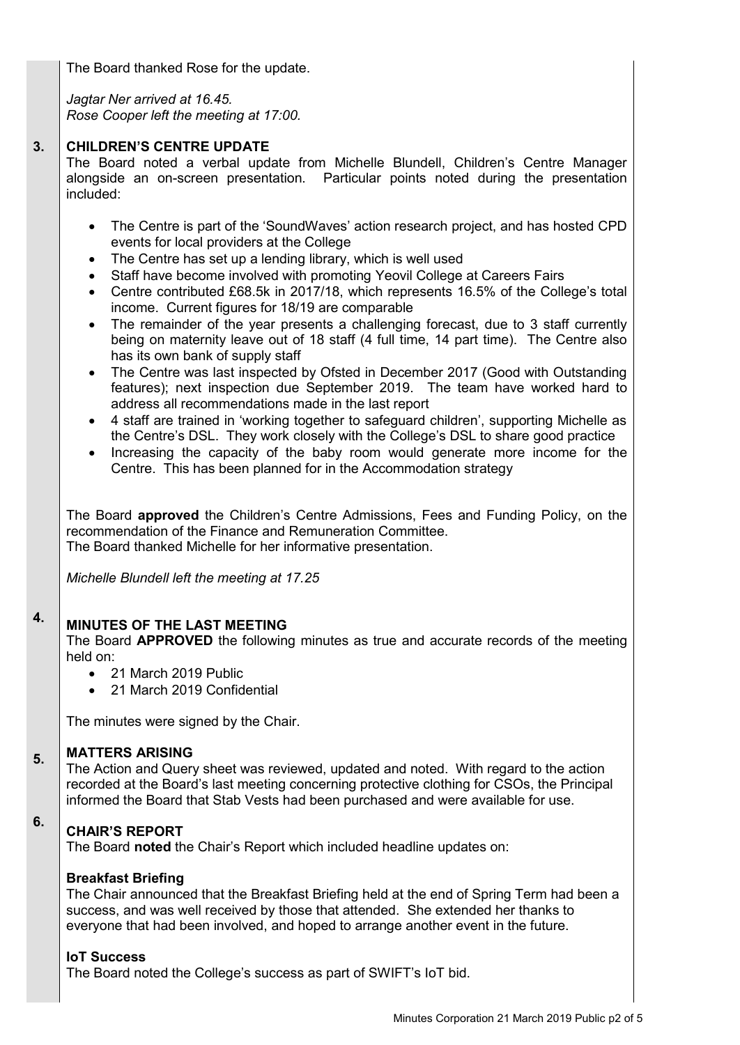The Board thanked Rose for the update.

*Jagtar Ner arrived at 16.45.*
*Rose Cooper left the meeting at 17:00.*

## 3. CHILDREN'S CENTRE UPDATE

The Board noted a verbal update from Michelle Blundell, Children's Centre Manager alongside an on-screen presentation. Particular points noted during the presentation included:

- The Centre is part of the 'SoundWaves' action research project, and has hosted CPD events for local providers at the College
- The Centre has set up a lending library, which is well used
- Staff have become involved with promoting Yeovil College at Careers Fairs
- Centre contributed £68.5k in 2017/18, which represents 16.5% of the College's total income. Current figures for 18/19 are comparable
- The remainder of the year presents a challenging forecast, due to 3 staff currently being on maternity leave out of 18 staff (4 full time, 14 part time). The Centre also has its own bank of supply staff
- The Centre was last inspected by Ofsted in December 2017 (Good with Outstanding features); next inspection due September 2019. The team have worked hard to address all recommendations made in the last report
- 4 staff are trained in 'working together to safeguard children', supporting Michelle as the Centre's DSL. They work closely with the College's DSL to share good practice
- Increasing the capacity of the baby room would generate more income for the Centre. This has been planned for in the Accommodation strategy

The Board **approved** the Children's Centre Admissions, Fees and Funding Policy, on the recommendation of the Finance and Remuneration Committee.
The Board thanked Michelle for her informative presentation.

*Michelle Blundell left the meeting at 17.25*

## 4. MINUTES OF THE LAST MEETING

The Board **APPROVED** the following minutes as true and accurate records of the meeting held on:

- 21 March 2019 Public
- 21 March 2019 Confidential

The minutes were signed by the Chair.

## 5. MATTERS ARISING

The Action and Query sheet was reviewed, updated and noted. With regard to the action recorded at the Board's last meeting concerning protective clothing for CSOs, the Principal informed the Board that Stab Vests had been purchased and were available for use.

## 6. CHAIR'S REPORT

The Board **noted** the Chair's Report which included headline updates on:

**Breakfast Briefing**

The Chair announced that the Breakfast Briefing held at the end of Spring Term had been a success, and was well received by those that attended. She extended her thanks to everyone that had been involved, and hoped to arrange another event in the future.

**IoT Success**

The Board noted the College's success as part of SWIFT's IoT bid.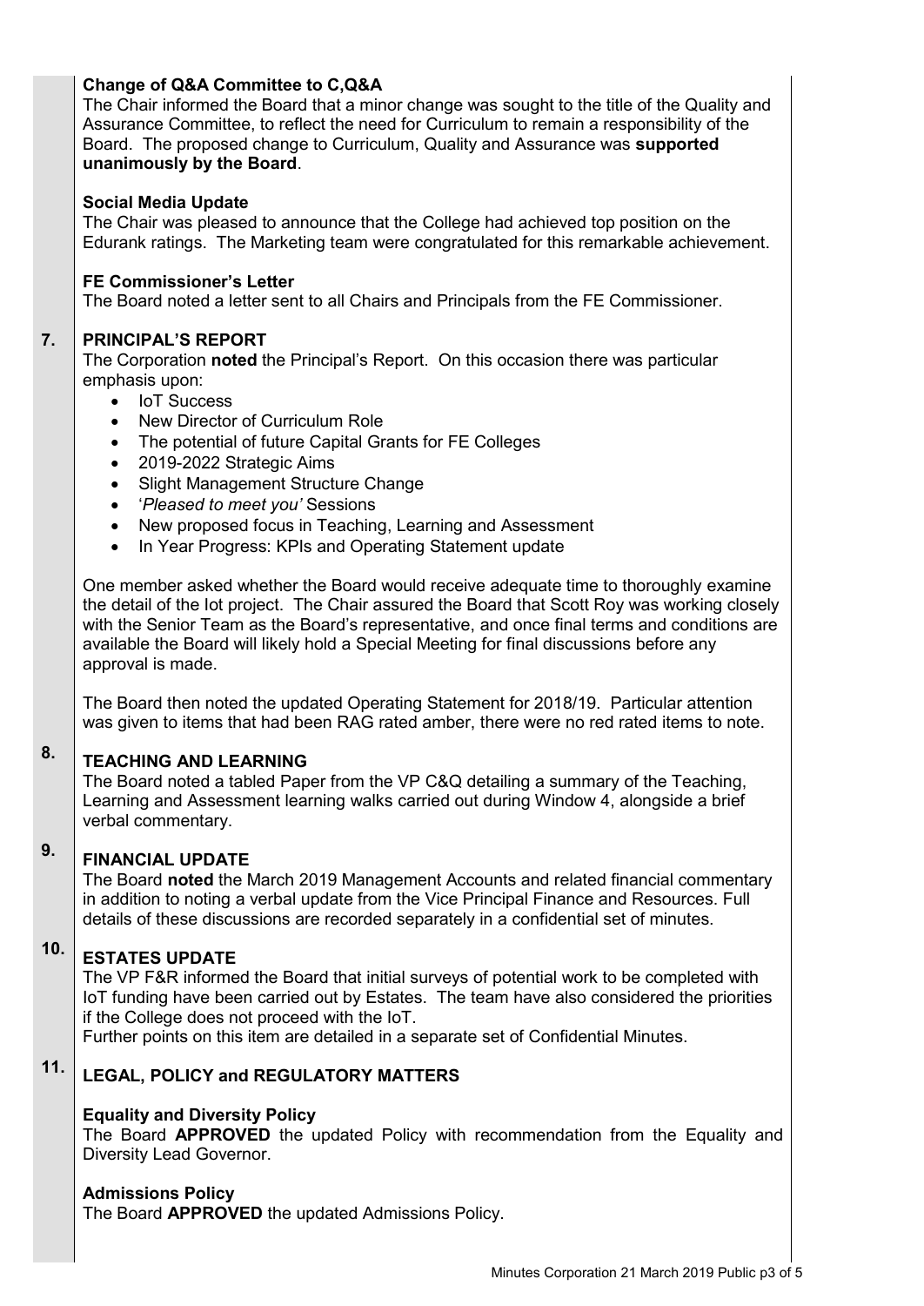**Change of Q&A Committee to C,Q&A**

The Chair informed the Board that a minor change was sought to the title of the Quality and Assurance Committee, to reflect the need for Curriculum to remain a responsibility of the Board. The proposed change to Curriculum, Quality and Assurance was **supported unanimously by the Board**.

**Social Media Update**

The Chair was pleased to announce that the College had achieved top position on the Edurank ratings. The Marketing team were congratulated for this remarkable achievement.

**FE Commissioner's Letter**

The Board noted a letter sent to all Chairs and Principals from the FE Commissioner.

## 7. PRINCIPAL'S REPORT

The Corporation **noted** the Principal's Report. On this occasion there was particular emphasis upon:

- IoT Success
- New Director of Curriculum Role
- The potential of future Capital Grants for FE Colleges
- 2019-2022 Strategic Aims
- Slight Management Structure Change
- '*Pleased to meet you'* Sessions
- New proposed focus in Teaching, Learning and Assessment
- In Year Progress: KPIs and Operating Statement update

One member asked whether the Board would receive adequate time to thoroughly examine the detail of the Iot project. The Chair assured the Board that Scott Roy was working closely with the Senior Team as the Board's representative, and once final terms and conditions are available the Board will likely hold a Special Meeting for final discussions before any approval is made.

The Board then noted the updated Operating Statement for 2018/19. Particular attention was given to items that had been RAG rated amber, there were no red rated items to note.

## 8. TEACHING AND LEARNING

The Board noted a tabled Paper from the VP C&Q detailing a summary of the Teaching, Learning and Assessment learning walks carried out during Window 4, alongside a brief verbal commentary.

## 9. FINANCIAL UPDATE

The Board **noted** the March 2019 Management Accounts and related financial commentary in addition to noting a verbal update from the Vice Principal Finance and Resources. Full details of these discussions are recorded separately in a confidential set of minutes.

## 10. ESTATES UPDATE

The VP F&R informed the Board that initial surveys of potential work to be completed with IoT funding have been carried out by Estates. The team have also considered the priorities if the College does not proceed with the IoT.

Further points on this item are detailed in a separate set of Confidential Minutes.

## 11. LEGAL, POLICY and REGULATORY MATTERS

**Equality and Diversity Policy**

The Board **APPROVED** the updated Policy with recommendation from the Equality and Diversity Lead Governor.

**Admissions Policy**

The Board **APPROVED** the updated Admissions Policy.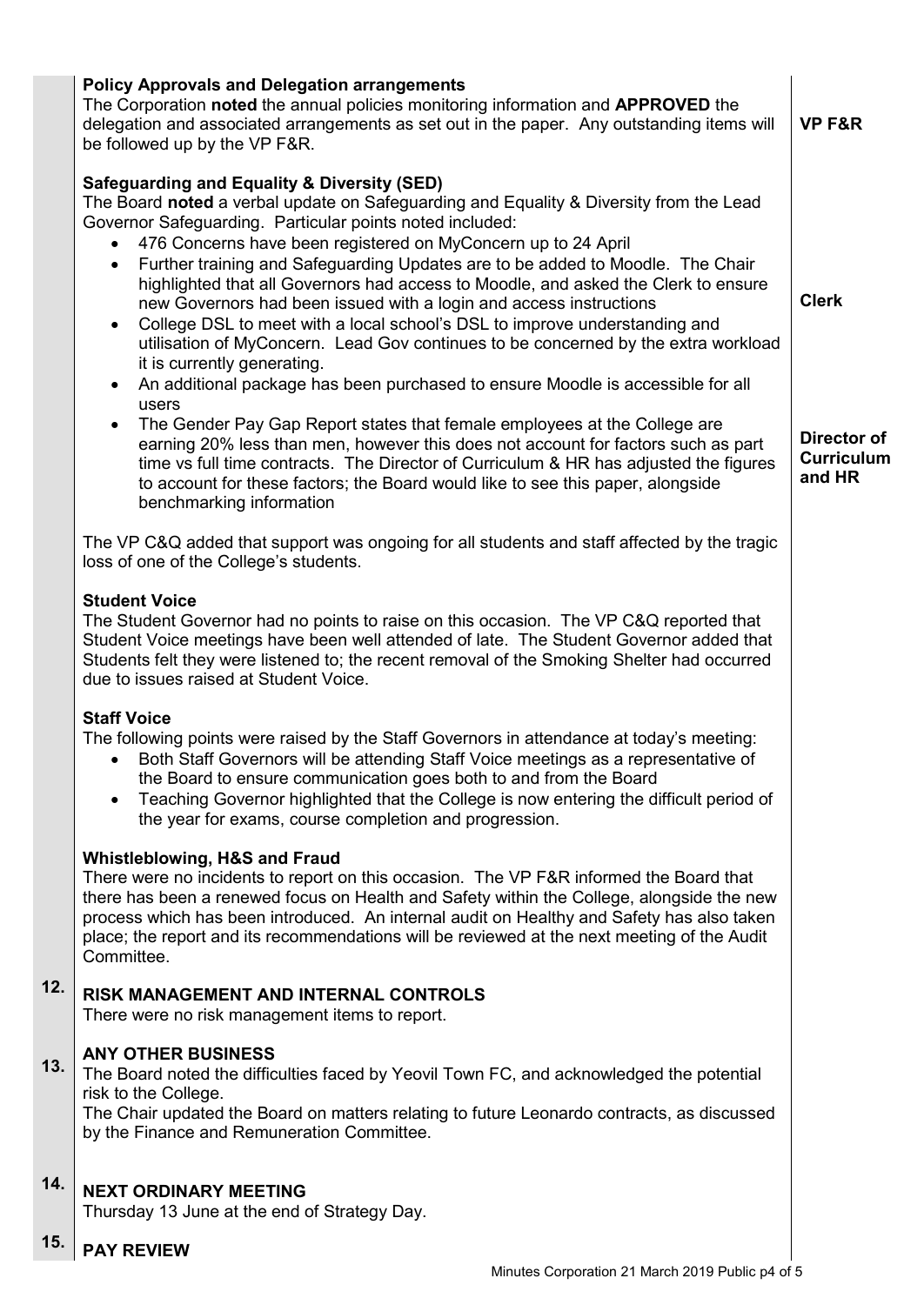**Policy Approvals and Delegation arrangements**

The Corporation **noted** the annual policies monitoring information and **APPROVED** the delegation and associated arrangements as set out in the paper. Any outstanding items will be followed up by the VP F&R. **VP F&R**

**Safeguarding and Equality & Diversity (SED)**

The Board **noted** a verbal update on Safeguarding and Equality & Diversity from the Lead Governor Safeguarding. Particular points noted included:

- 476 Concerns have been registered on MyConcern up to 24 April
- Further training and Safeguarding Updates are to be added to Moodle. The Chair highlighted that all Governors had access to Moodle, and asked the Clerk to ensure new Governors had been issued with a login and access instructions **Clerk**
- College DSL to meet with a local school's DSL to improve understanding and utilisation of MyConcern. Lead Gov continues to be concerned by the extra workload it is currently generating.
- An additional package has been purchased to ensure Moodle is accessible for all users
- The Gender Pay Gap Report states that female employees at the College are earning 20% less than men, however this does not account for factors such as part time vs full time contracts. The Director of Curriculum & HR has adjusted the figures to account for these factors; the Board would like to see this paper, alongside benchmarking information **Director of Curriculum and HR**

The VP C&Q added that support was ongoing for all students and staff affected by the tragic loss of one of the College's students.

**Student Voice**

The Student Governor had no points to raise on this occasion. The VP C&Q reported that Student Voice meetings have been well attended of late. The Student Governor added that Students felt they were listened to; the recent removal of the Smoking Shelter had occurred due to issues raised at Student Voice.

**Staff Voice**

The following points were raised by the Staff Governors in attendance at today's meeting:

- Both Staff Governors will be attending Staff Voice meetings as a representative of the Board to ensure communication goes both to and from the Board
- Teaching Governor highlighted that the College is now entering the difficult period of the year for exams, course completion and progression.

**Whistleblowing, H&S and Fraud**

There were no incidents to report on this occasion. The VP F&R informed the Board that there has been a renewed focus on Health and Safety within the College, alongside the new process which has been introduced. An internal audit on Healthy and Safety has also taken place; the report and its recommendations will be reviewed at the next meeting of the Audit Committee.

**12. RISK MANAGEMENT AND INTERNAL CONTROLS**

There were no risk management items to report.

**13. ANY OTHER BUSINESS**

The Board noted the difficulties faced by Yeovil Town FC, and acknowledged the potential risk to the College.

The Chair updated the Board on matters relating to future Leonardo contracts, as discussed by the Finance and Remuneration Committee.

**14. NEXT ORDINARY MEETING**

Thursday 13 June at the end of Strategy Day.

**15. PAY REVIEW**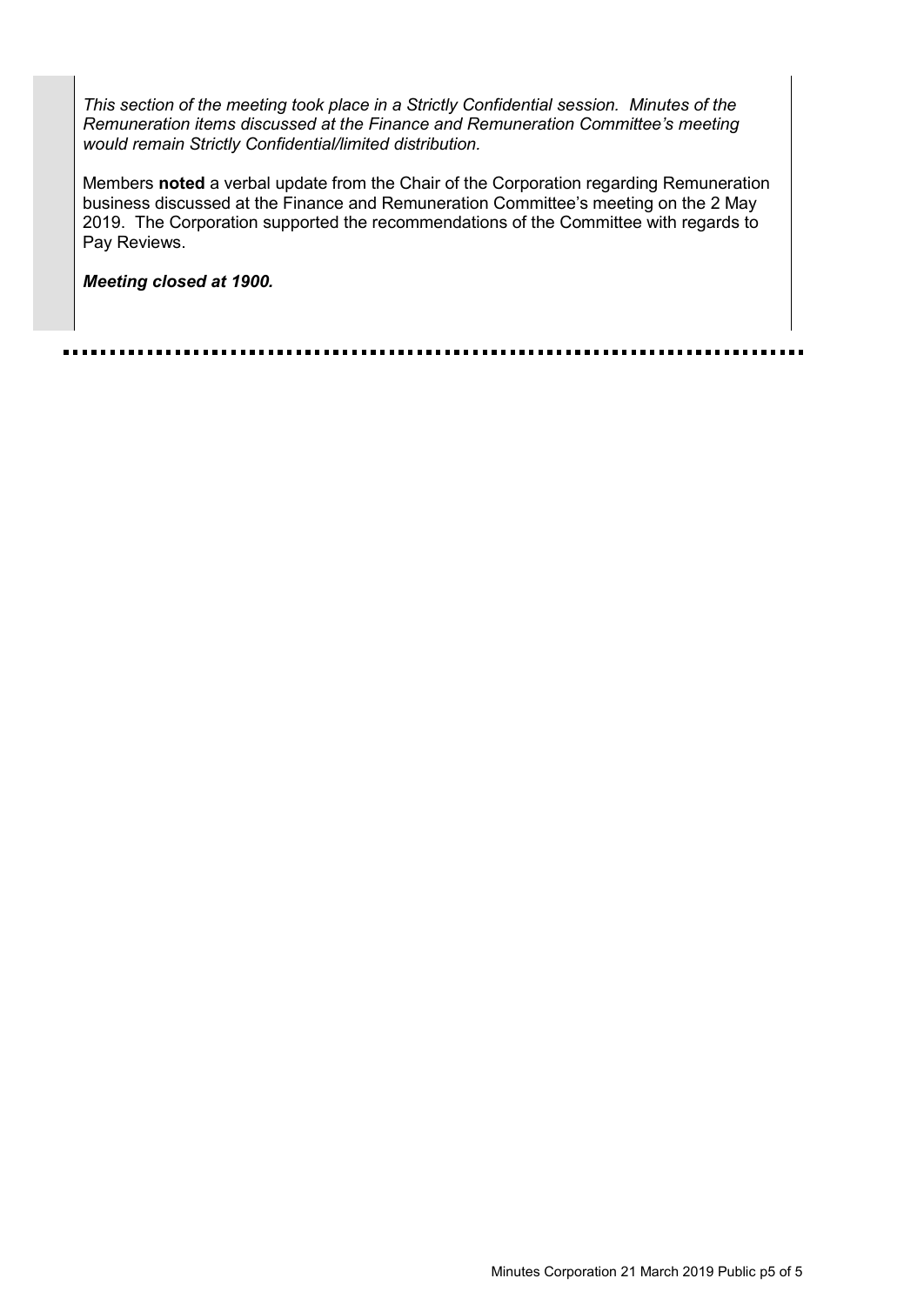*This section of the meeting took place in a Strictly Confidential session. Minutes of the Remuneration items discussed at the Finance and Remuneration Committee's meeting would remain Strictly Confidential/limited distribution.*

Members **noted** a verbal update from the Chair of the Corporation regarding Remuneration business discussed at the Finance and Remuneration Committee's meeting on the 2 May 2019. The Corporation supported the recommendations of the Committee with regards to Pay Reviews.

***Meeting closed at 1900.***